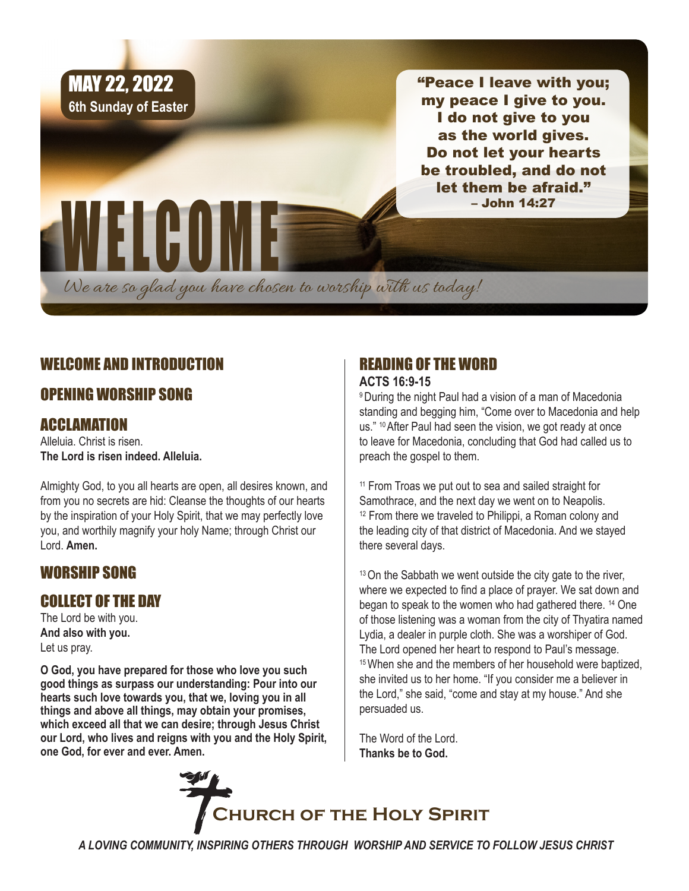**MAY 22, 2022**
**6th Sunday of Easter**

# WELCOME

"Peace I leave with you; my peace I give to you. I do not give to you as the world gives. Do not let your hearts be troubled, and do not let them be afraid."
– John 14:27

*We are so glad you have chosen to worship with us today!*

## WELCOME AND INTRODUCTION

## OPENING WORSHIP SONG

## ACCLAMATION

Alleluia. Christ is risen.
**The Lord is risen indeed. Alleluia.**

Almighty God, to you all hearts are open, all desires known, and from you no secrets are hid: Cleanse the thoughts of our hearts by the inspiration of your Holy Spirit, that we may perfectly love you, and worthily magnify your holy Name; through Christ our Lord. **Amen.**

## WORSHIP SONG

## COLLECT OF THE DAY

The Lord be with you.
**And also with you.**
Let us pray.

**O God, you have prepared for those who love you such good things as surpass our understanding: Pour into our hearts such love towards you, that we, loving you in all things and above all things, may obtain your promises, which exceed all that we can desire; through Jesus Christ our Lord, who lives and reigns with you and the Holy Spirit, one God, for ever and ever. Amen.**

## READING OF THE WORD

**ACTS 16:9-15**

[9] During the night Paul had a vision of a man of Macedonia standing and begging him, "Come over to Macedonia and help us." [10] After Paul had seen the vision, we got ready at once to leave for Macedonia, concluding that God had called us to preach the gospel to them.

[11] From Troas we put out to sea and sailed straight for Samothrace, and the next day we went on to Neapolis. [12] From there we traveled to Philippi, a Roman colony and the leading city of that district of Macedonia. And we stayed there several days.

[13] On the Sabbath we went outside the city gate to the river, where we expected to find a place of prayer. We sat down and began to speak to the women who had gathered there. [14] One of those listening was a woman from the city of Thyatira named Lydia, a dealer in purple cloth. She was a worshiper of God. The Lord opened her heart to respond to Paul's message. [15] When she and the members of her household were baptized, she invited us to her home. "If you consider me a believer in the Lord," she said, "come and stay at my house." And she persuaded us.

The Word of the Lord.
**Thanks be to God.**

**Church of the Holy Spirit**

*A LOVING COMMUNITY, INSPIRING OTHERS THROUGH WORSHIP AND SERVICE TO FOLLOW JESUS CHRIST*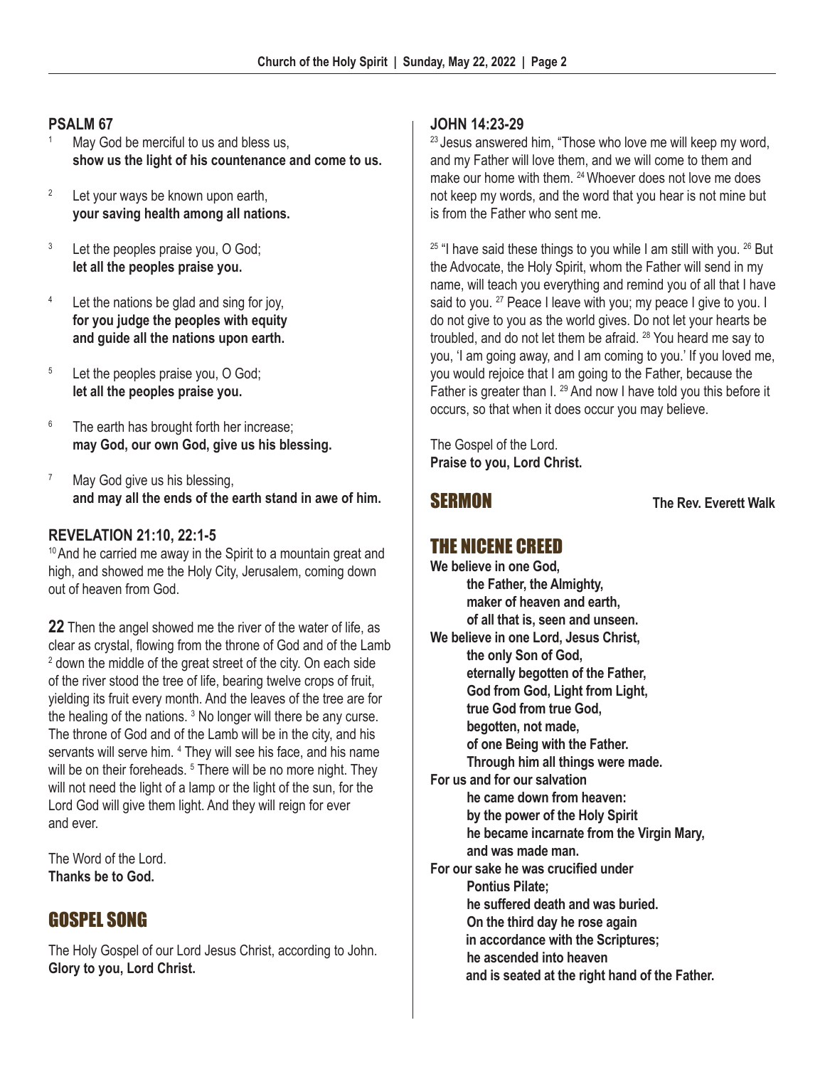## PSALM 67

[1] May God be merciful to us and bless us,
**show us the light of his countenance and come to us.**

[2] Let your ways be known upon earth,
**your saving health among all nations.**

[3] Let the peoples praise you, O God;
**let all the peoples praise you.**

[4] Let the nations be glad and sing for joy,
**for you judge the peoples with equity**
**and guide all the nations upon earth.**

[5] Let the peoples praise you, O God;
**let all the peoples praise you.**

[6] The earth has brought forth her increase;
**may God, our own God, give us his blessing.**

[7] May God give us his blessing,
**and may all the ends of the earth stand in awe of him.**

## REVELATION 21:10, 22:1-5

[10] And he carried me away in the Spirit to a mountain great and high, and showed me the Holy City, Jerusalem, coming down out of heaven from God.

**22** Then the angel showed me the river of the water of life, as clear as crystal, flowing from the throne of God and of the Lamb [2] down the middle of the great street of the city. On each side of the river stood the tree of life, bearing twelve crops of fruit, yielding its fruit every month. And the leaves of the tree are for the healing of the nations. [3] No longer will there be any curse. The throne of God and of the Lamb will be in the city, and his servants will serve him. [4] They will see his face, and his name will be on their foreheads. [5] There will be no more night. They will not need the light of a lamp or the light of the sun, for the Lord God will give them light. And they will reign for ever and ever.

The Word of the Lord.
**Thanks be to God.**

# GOSPEL SONG

The Holy Gospel of our Lord Jesus Christ, according to John.
**Glory to you, Lord Christ.**

## JOHN 14:23-29

[23] Jesus answered him, "Those who love me will keep my word, and my Father will love them, and we will come to them and make our home with them. [24] Whoever does not love me does not keep my words, and the word that you hear is not mine but is from the Father who sent me.

[25] "I have said these things to you while I am still with you. [26] But the Advocate, the Holy Spirit, whom the Father will send in my name, will teach you everything and remind you of all that I have said to you. [27] Peace I leave with you; my peace I give to you. I do not give to you as the world gives. Do not let your hearts be troubled, and do not let them be afraid. [28] You heard me say to you, 'I am going away, and I am coming to you.' If you loved me, you would rejoice that I am going to the Father, because the Father is greater than I. [29] And now I have told you this before it occurs, so that when it does occur you may believe.

The Gospel of the Lord.
**Praise to you, Lord Christ.**

# SERMON

**The Rev. Everett Walk**

# THE NICENE CREED

**We believe in one God,**
**the Father, the Almighty,**
**maker of heaven and earth,**
**of all that is, seen and unseen.**
**We believe in one Lord, Jesus Christ,**
**the only Son of God,**
**eternally begotten of the Father,**
**God from God, Light from Light,**
**true God from true God,**
**begotten, not made,**
**of one Being with the Father.**
**Through him all things were made.**
**For us and for our salvation**
**he came down from heaven:**
**by the power of the Holy Spirit**
**he became incarnate from the Virgin Mary,**
**and was made man.**
**For our sake he was crucified under**
**Pontius Pilate;**
**he suffered death and was buried.**
**On the third day he rose again**
**in accordance with the Scriptures;**
**he ascended into heaven**
**and is seated at the right hand of the Father.**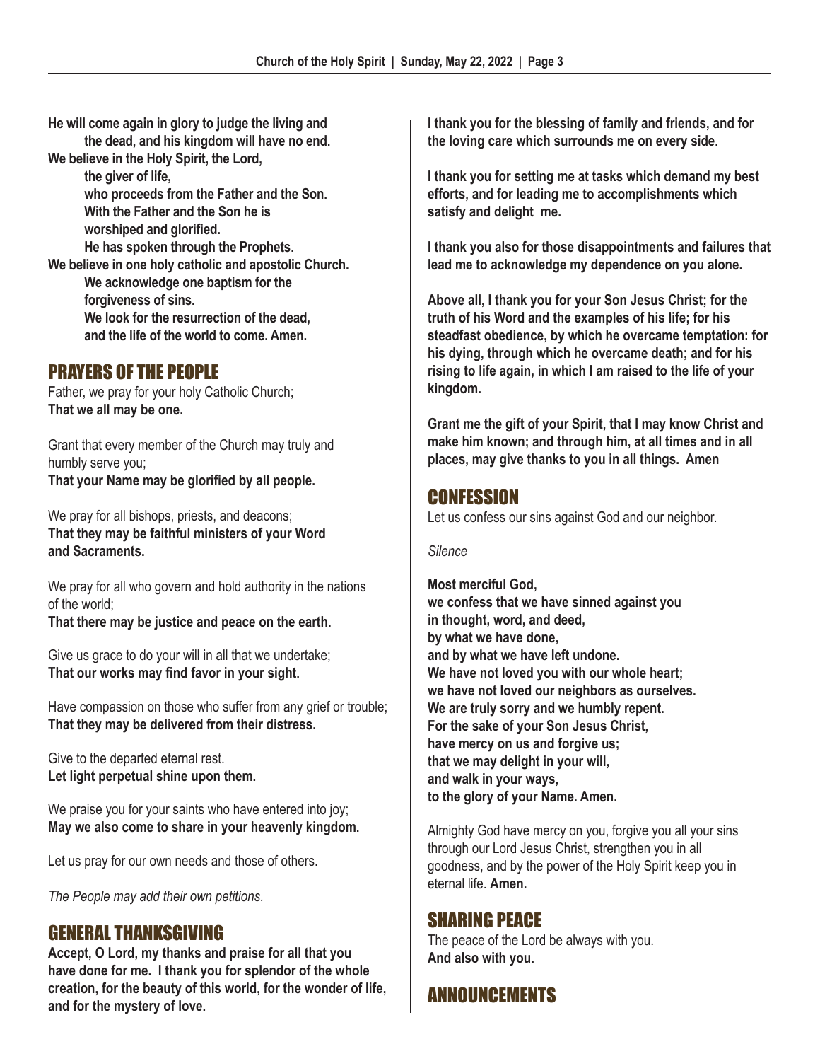**He will come again in glory to judge the living and the dead, and his kingdom will have no end.**
**We believe in the Holy Spirit, the Lord,**
**the giver of life,**
**who proceeds from the Father and the Son.**
**With the Father and the Son he is worshiped and glorified.**
**He has spoken through the Prophets.**
**We believe in one holy catholic and apostolic Church.**
**We acknowledge one baptism for the forgiveness of sins.**
**We look for the resurrection of the dead, and the life of the world to come. Amen.**

## PRAYERS OF THE PEOPLE

Father, we pray for your holy Catholic Church;
**That we all may be one.**

Grant that every member of the Church may truly and humbly serve you;
**That your Name may be glorified by all people.**

We pray for all bishops, priests, and deacons;
**That they may be faithful ministers of your Word and Sacraments.**

We pray for all who govern and hold authority in the nations of the world;
**That there may be justice and peace on the earth.**

Give us grace to do your will in all that we undertake;
**That our works may find favor in your sight.**

Have compassion on those who suffer from any grief or trouble;
**That they may be delivered from their distress.**

Give to the departed eternal rest.
**Let light perpetual shine upon them.**

We praise you for your saints who have entered into joy;
**May we also come to share in your heavenly kingdom.**

Let us pray for our own needs and those of others.

*The People may add their own petitions.*

## GENERAL THANKSGIVING

**Accept, O Lord, my thanks and praise for all that you have done for me. I thank you for splendor of the whole creation, for the beauty of this world, for the wonder of life, and for the mystery of love.**

**I thank you for the blessing of family and friends, and for the loving care which surrounds me on every side.**

**I thank you for setting me at tasks which demand my best efforts, and for leading me to accomplishments which satisfy and delight me.**

**I thank you also for those disappointments and failures that lead me to acknowledge my dependence on you alone.**

**Above all, I thank you for your Son Jesus Christ; for the truth of his Word and the examples of his life; for his steadfast obedience, by which he overcame temptation: for his dying, through which he overcame death; and for his rising to life again, in which I am raised to the life of your kingdom.**

**Grant me the gift of your Spirit, that I may know Christ and make him known; and through him, at all times and in all places, may give thanks to you in all things. Amen**

## CONFESSION

Let us confess our sins against God and our neighbor.

*Silence*

**Most merciful God,**
**we confess that we have sinned against you**
**in thought, word, and deed,**
**by what we have done,**
**and by what we have left undone.**
**We have not loved you with our whole heart;**
**we have not loved our neighbors as ourselves.**
**We are truly sorry and we humbly repent.**
**For the sake of your Son Jesus Christ,**
**have mercy on us and forgive us;**
**that we may delight in your will,**
**and walk in your ways,**
**to the glory of your Name. Amen.**

Almighty God have mercy on you, forgive you all your sins through our Lord Jesus Christ, strengthen you in all goodness, and by the power of the Holy Spirit keep you in eternal life. **Amen.**

## SHARING PEACE

The peace of the Lord be always with you.
**And also with you.**

## ANNOUNCEMENTS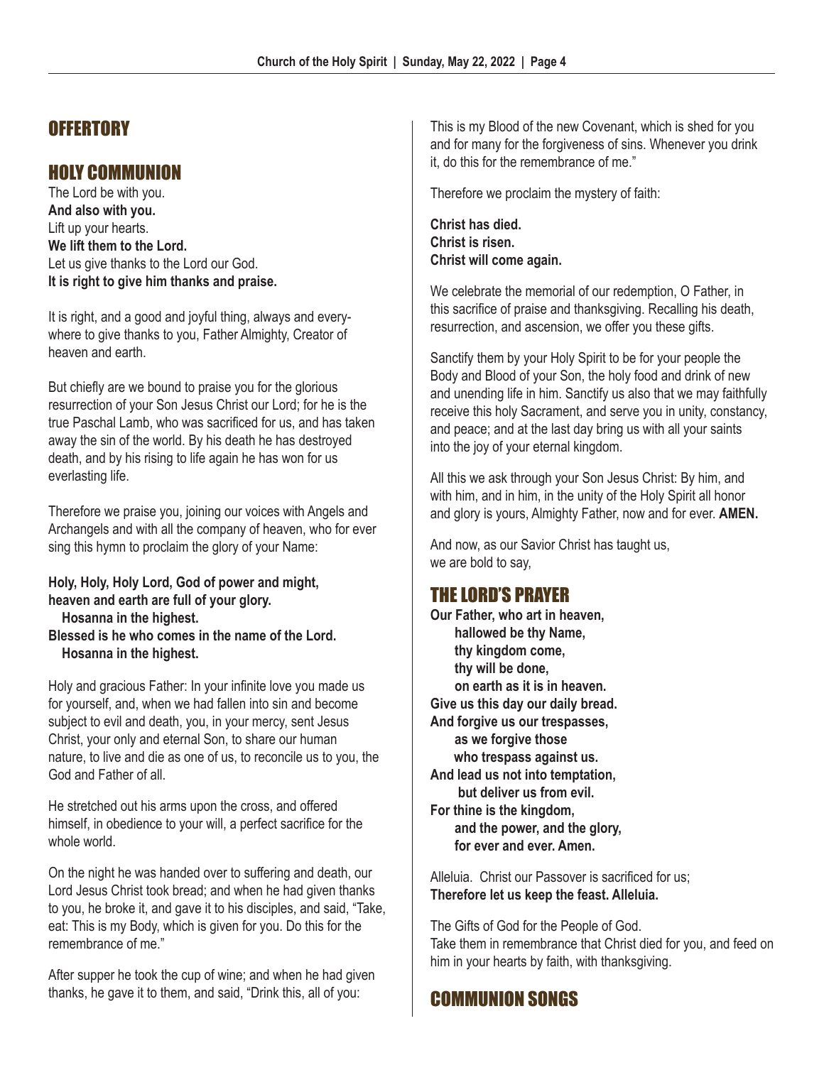## OFFERTORY

## HOLY COMMUNION

The Lord be with you.
**And also with you.**
Lift up your hearts.
**We lift them to the Lord.**
Let us give thanks to the Lord our God.
**It is right to give him thanks and praise.**

It is right, and a good and joyful thing, always and everywhere to give thanks to you, Father Almighty, Creator of heaven and earth.

But chiefly are we bound to praise you for the glorious resurrection of your Son Jesus Christ our Lord; for he is the true Paschal Lamb, who was sacrificed for us, and has taken away the sin of the world. By his death he has destroyed death, and by his rising to life again he has won for us everlasting life.

Therefore we praise you, joining our voices with Angels and Archangels and with all the company of heaven, who for ever sing this hymn to proclaim the glory of your Name:

**Holy, Holy, Holy Lord, God of power and might,**
**heaven and earth are full of your glory.**
**Hosanna in the highest.**
**Blessed is he who comes in the name of the Lord.**
**Hosanna in the highest.**

Holy and gracious Father: In your infinite love you made us for yourself, and, when we had fallen into sin and become subject to evil and death, you, in your mercy, sent Jesus Christ, your only and eternal Son, to share our human nature, to live and die as one of us, to reconcile us to you, the God and Father of all.

He stretched out his arms upon the cross, and offered himself, in obedience to your will, a perfect sacrifice for the whole world.

On the night he was handed over to suffering and death, our Lord Jesus Christ took bread; and when he had given thanks to you, he broke it, and gave it to his disciples, and said, "Take, eat: This is my Body, which is given for you. Do this for the remembrance of me."

After supper he took the cup of wine; and when he had given thanks, he gave it to them, and said, "Drink this, all of you: This is my Blood of the new Covenant, which is shed for you and for many for the forgiveness of sins. Whenever you drink it, do this for the remembrance of me."

Therefore we proclaim the mystery of faith:

**Christ has died.**
**Christ is risen.**
**Christ will come again.**

We celebrate the memorial of our redemption, O Father, in this sacrifice of praise and thanksgiving. Recalling his death, resurrection, and ascension, we offer you these gifts.

Sanctify them by your Holy Spirit to be for your people the Body and Blood of your Son, the holy food and drink of new and unending life in him. Sanctify us also that we may faithfully receive this holy Sacrament, and serve you in unity, constancy, and peace; and at the last day bring us with all your saints into the joy of your eternal kingdom.

All this we ask through your Son Jesus Christ: By him, and with him, and in him, in the unity of the Holy Spirit all honor and glory is yours, Almighty Father, now and for ever. **AMEN.**

And now, as our Savior Christ has taught us,
we are bold to say,

## THE LORD'S PRAYER

**Our Father, who art in heaven,**
**hallowed be thy Name,**
**thy kingdom come,**
**thy will be done,**
**on earth as it is in heaven.**
**Give us this day our daily bread.**
**And forgive us our trespasses,**
**as we forgive those**
**who trespass against us.**
**And lead us not into temptation,**
**but deliver us from evil.**
**For thine is the kingdom,**
**and the power, and the glory,**
**for ever and ever. Amen.**

Alleluia. Christ our Passover is sacrificed for us;
**Therefore let us keep the feast. Alleluia.**

The Gifts of God for the People of God.
Take them in remembrance that Christ died for you, and feed on him in your hearts by faith, with thanksgiving.

## COMMUNION SONGS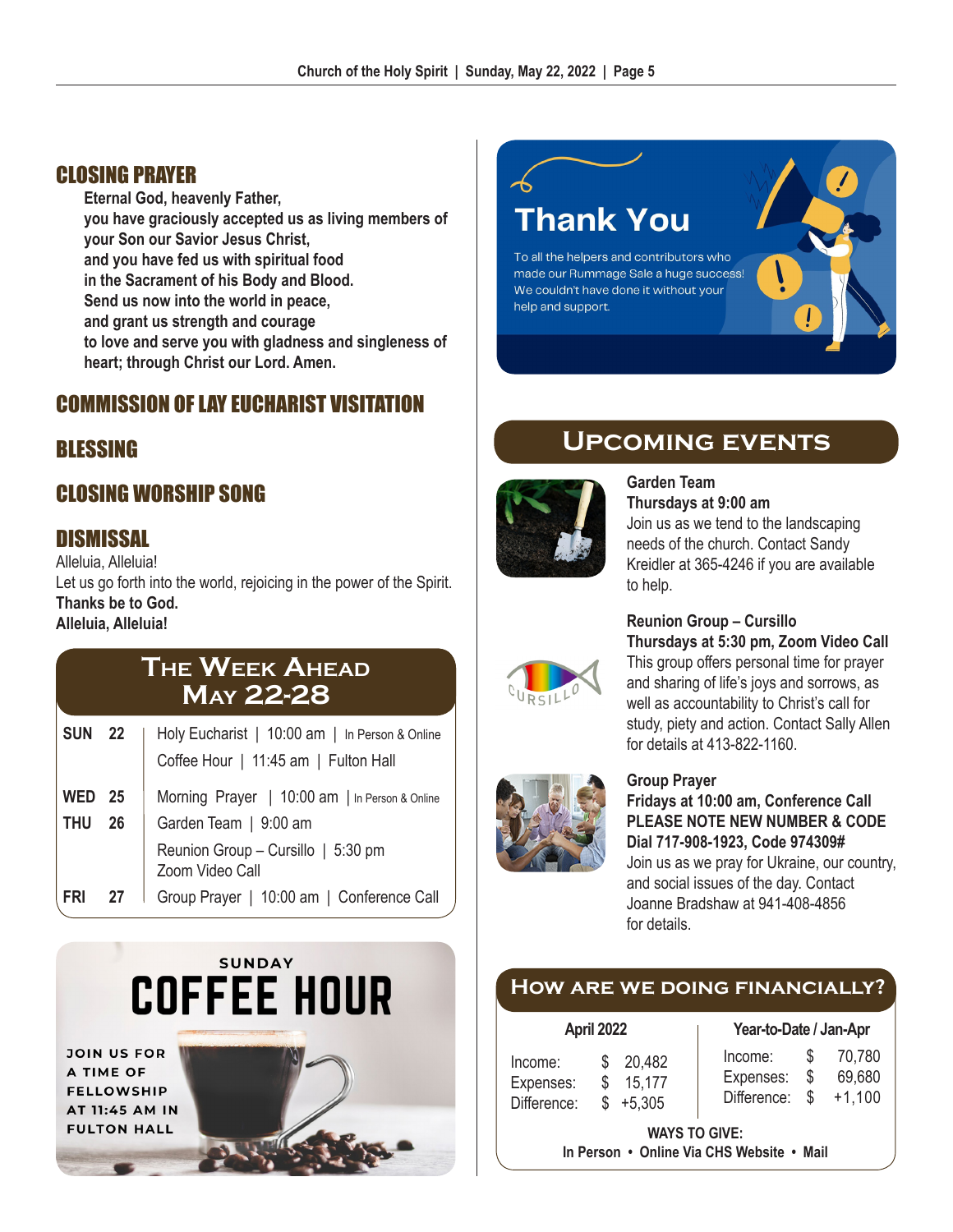## CLOSING PRAYER

**Eternal God, heavenly Father,**
**you have graciously accepted us as living members of your Son our Savior Jesus Christ,**
**and you have fed us with spiritual food**
**in the Sacrament of his Body and Blood.**
**Send us now into the world in peace,**
**and grant us strength and courage**
**to love and serve you with gladness and singleness of heart; through Christ our Lord. Amen.**

## COMMISSION OF LAY EUCHARIST VISITATION

## BLESSING

## CLOSING WORSHIP SONG

## DISMISSAL

Alleluia, Alleluia!
Let us go forth into the world, rejoicing in the power of the Spirit.
**Thanks be to God.**
**Alleluia, Alleluia!**

## The Week Ahead May 22-28

| | | |
|---|---|---|
| SUN | 22 | Holy Eucharist \| 10:00 am \| In Person & Online |
| | | Coffee Hour \| 11:45 am \| Fulton Hall |
| WED | 25 | Morning Prayer \| 10:00 am \| In Person & Online |
| THU | 26 | Garden Team \| 9:00 am |
| | | Reunion Group – Cursillo \| 5:30 pm Zoom Video Call |
| FRI | 27 | Group Prayer \| 10:00 am \| Conference Call |

SUNDAY
## COFFEE HOUR

JOIN US FOR A TIME OF FELLOWSHIP AT 11:45 AM IN FULTON HALL

## Thank You

To all the helpers and contributors who made our Rummage Sale a huge success! We couldn't have done it without your help and support.

## Upcoming Events

**Garden Team**
**Thursdays at 9:00 am**
Join us as we tend to the landscaping needs of the church. Contact Sandy Kreidler at 365-4246 if you are available to help.

**Reunion Group – Cursillo**
**Thursdays at 5:30 pm, Zoom Video Call**
This group offers personal time for prayer and sharing of life's joys and sorrows, as well as accountability to Christ's call for study, piety and action. Contact Sally Allen for details at 413-822-1160.

**Group Prayer**
**Fridays at 10:00 am, Conference Call**
**PLEASE NOTE NEW NUMBER & CODE**
**Dial 717-908-1923, Code 974309#**
Join us as we pray for Ukraine, our country, and social issues of the day. Contact Joanne Bradshaw at 941-408-4856 for details.

## How are we doing financially?

| | April 2022 | Year-to-Date / Jan-Apr |
|---|---|---|
| Income: | $ 20,482 | $ 70,780 |
| Expenses: | $ 15,177 | $ 69,680 |
| Difference: | $ +5,305 | $ +1,100 |

**WAYS TO GIVE:**
**In Person • Online Via CHS Website • Mail**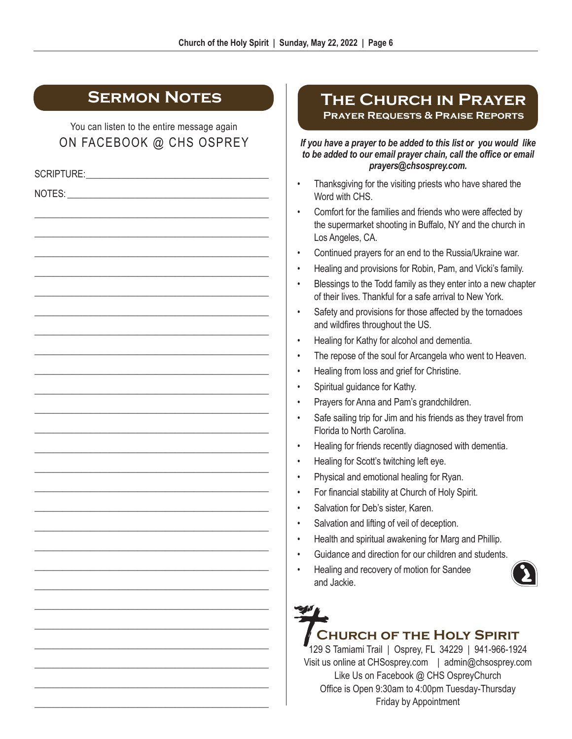## Sermon Notes

You can listen to the entire message again

ON FACEBOOK @ CHS OSPREY

SCRIPTURE:________________________________________

NOTES:____________________________________________

__________________________________________________

__________________________________________________

__________________________________________________

__________________________________________________

__________________________________________________

__________________________________________________

__________________________________________________

__________________________________________________

__________________________________________________

__________________________________________________

__________________________________________________

__________________________________________________

__________________________________________________

__________________________________________________

__________________________________________________

__________________________________________________

__________________________________________________

__________________________________________________

__________________________________________________

__________________________________________________

__________________________________________________

__________________________________________________

__________________________________________________

__________________________________________________

__________________________________________________

## The Church in Prayer

### Prayer Requests & Praise Reports

***If you have a prayer to be added to this list or you would like to be added to our email prayer chain, call the office or email prayers@chsosprey.com.***

- Thanksgiving for the visiting priests who have shared the Word with CHS.
- Comfort for the families and friends who were affected by the supermarket shooting in Buffalo, NY and the church in Los Angeles, CA.
- Continued prayers for an end to the Russia/Ukraine war.
- Healing and provisions for Robin, Pam, and Vicki's family.
- Blessings to the Todd family as they enter into a new chapter of their lives. Thankful for a safe arrival to New York.
- Safety and provisions for those affected by the tornadoes and wildfires throughout the US.
- Healing for Kathy for alcohol and dementia.
- The repose of the soul for Arcangela who went to Heaven.
- Healing from loss and grief for Christine.
- Spiritual guidance for Kathy.
- Prayers for Anna and Pam's grandchildren.
- Safe sailing trip for Jim and his friends as they travel from Florida to North Carolina.
- Healing for friends recently diagnosed with dementia.
- Healing for Scott's twitching left eye.
- Physical and emotional healing for Ryan.
- For financial stability at Church of Holy Spirit.
- Salvation for Deb's sister, Karen.
- Salvation and lifting of veil of deception.
- Health and spiritual awakening for Marg and Phillip.
- Guidance and direction for our children and students.
- Healing and recovery of motion for Sandee and Jackie.

## Church of the Holy Spirit

129 S Tamiami Trail | Osprey, FL 34229 | 941-966-1924

Visit us online at CHSosprey.com | admin@chsosprey.com

Like Us on Facebook @ CHS OspreyChurch

Office is Open 9:30am to 4:00pm Tuesday-Thursday

Friday by Appointment